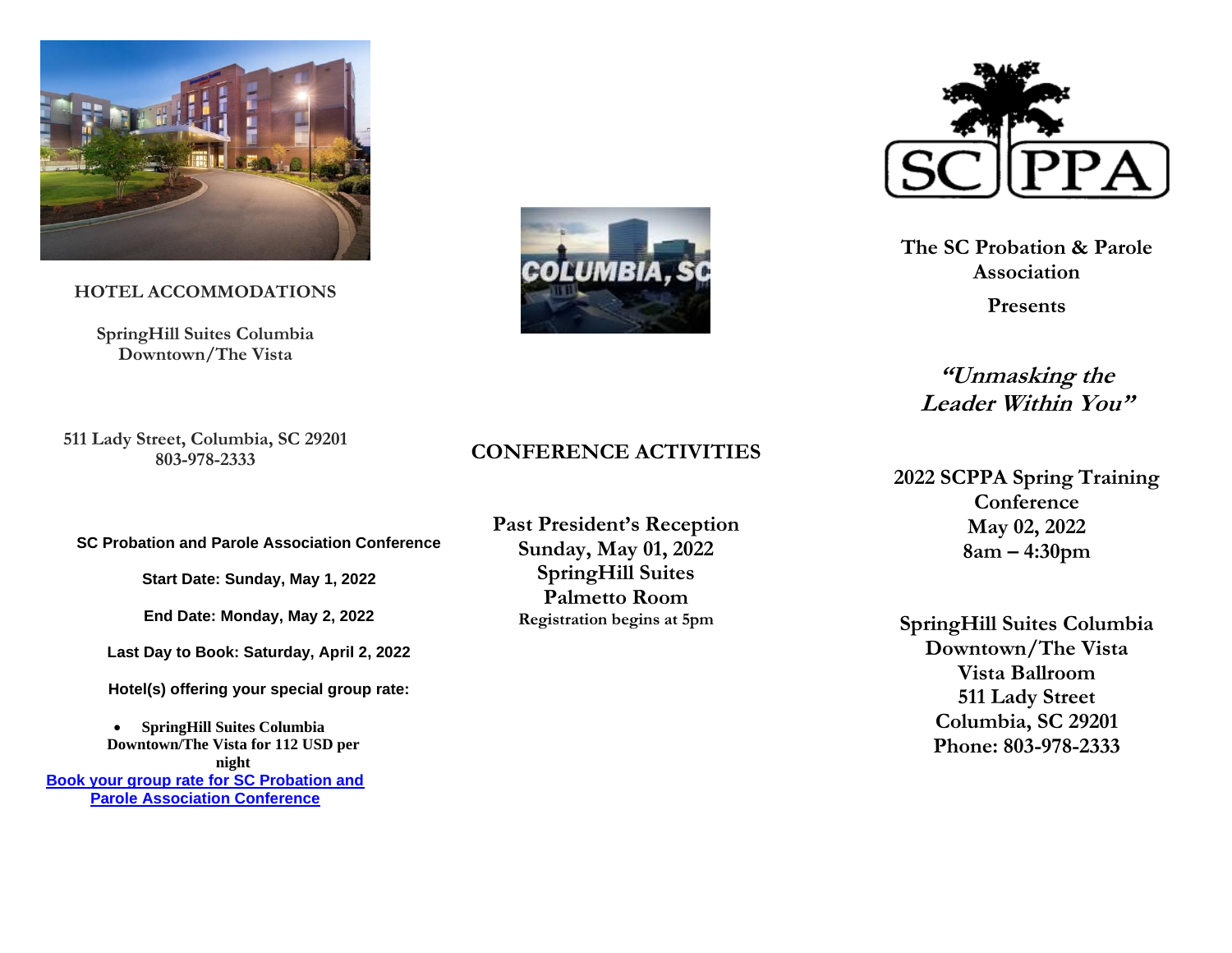## HOTEL ACCOMMODATIONS

**SpringHill Suites Columbia Downtown/The Vista**

**511 Lady Street, Columbia, SC 29201**
**803-978-2333**

**SC Probation and Parole Association Conference**

**Start Date: Sunday, May 1, 2022**

**End Date: Monday, May 2, 2022**

**Last Day to Book: Saturday, April 2, 2022**

**Hotel(s) offering your special group rate:**

- **SpringHill Suites Columbia Downtown/The Vista for 112 USD per night**

[Book your group rate for SC Probation and Parole Association Conference]

## CONFERENCE ACTIVITIES

**Past President's Reception**
**Sunday, May 01, 2022**
**SpringHill Suites**
**Palmetto Room**
**Registration begins at 5pm**

SC PPA

**The SC Probation & Parole Association**

**Presents**

***"Unmasking the Leader Within You"***

**2022 SCPPA Spring Training Conference**
**May 02, 2022**
**8am – 4:30pm**

**SpringHill Suites Columbia Downtown/The Vista**
**Vista Ballroom**
**511 Lady Street**
**Columbia, SC 29201**
**Phone: 803-978-2333**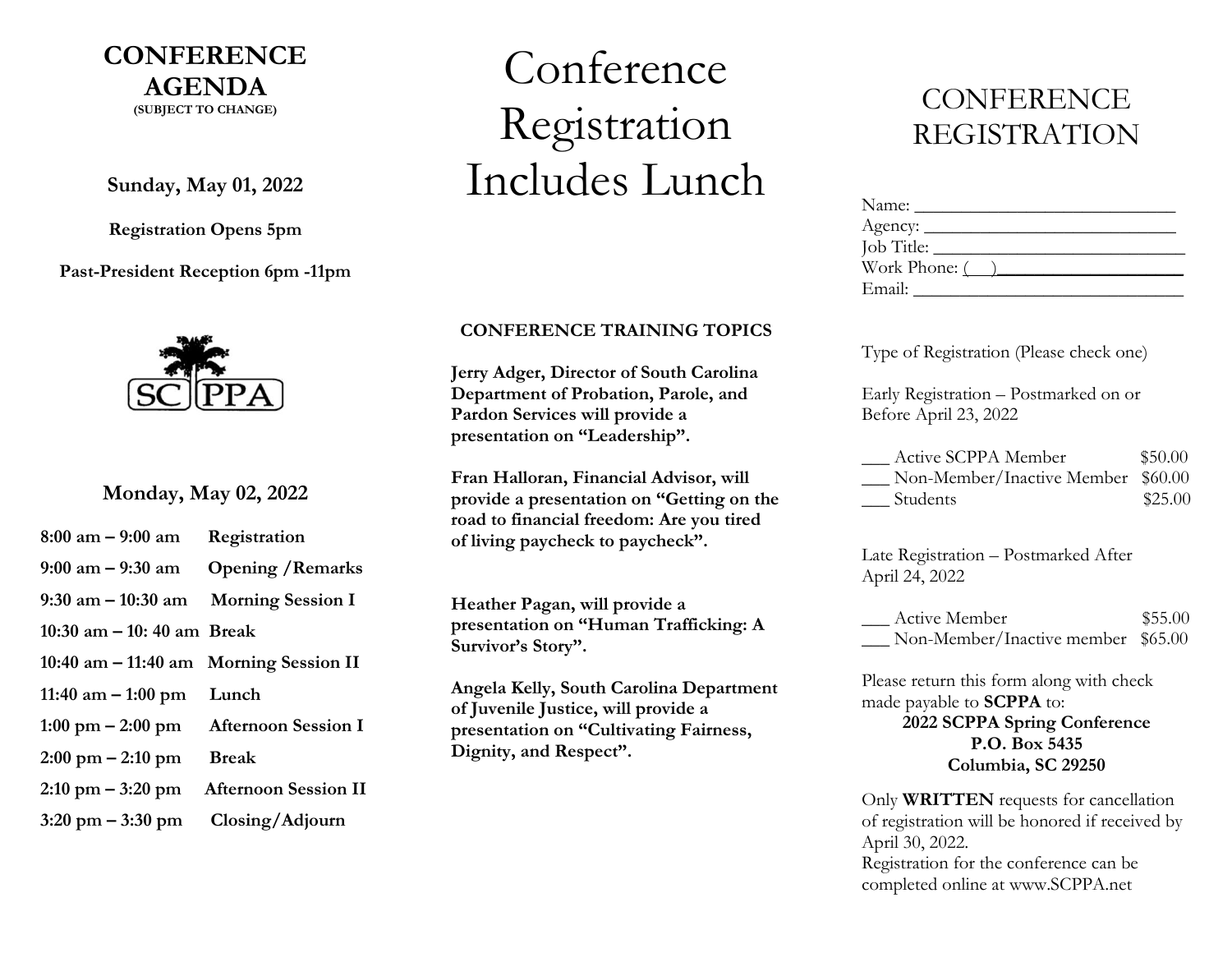# CONFERENCE AGENDA

**(SUBJECT TO CHANGE)**

**Sunday, May 01, 2022**

**Registration Opens 5pm**

**Past-President Reception 6pm -11pm**

SCPPA

**Monday, May 02, 2022**

| Time | Event |
|---|---|
| **8:00 am – 9:00 am** | **Registration** |
| **9:00 am – 9:30 am** | **Opening /Remarks** |
| **9:30 am – 10:30 am** | **Morning Session I** |
| **10:30 am – 10: 40 am** | **Break** |
| **10:40 am – 11:40 am** | **Morning Session II** |
| **11:40 am – 1:00 pm** | **Lunch** |
| **1:00 pm – 2:00 pm** | **Afternoon Session I** |
| **2:00 pm – 2:10 pm** | **Break** |
| **2:10 pm – 3:20 pm** | **Afternoon Session II** |
| **3:20 pm – 3:30 pm** | **Closing/Adjourn** |

# Conference Registration Includes Lunch

**CONFERENCE TRAINING TOPICS**

**Jerry Adger, Director of South Carolina Department of Probation, Parole, and Pardon Services will provide a presentation on "Leadership".**

**Fran Halloran, Financial Advisor, will provide a presentation on "Getting on the road to financial freedom: Are you tired of living paycheck to paycheck".**

**Heather Pagan, will provide a presentation on "Human Trafficking: A Survivor's Story".**

**Angela Kelly, South Carolina Department of Juvenile Justice, will provide a presentation on "Cultivating Fairness, Dignity, and Respect".**

# CONFERENCE REGISTRATION

Name: ___________________________
Agency: ___________________________
Job Title: ___________________________
Work Phone: (___)___________________
Email: ___________________________

Type of Registration (Please check one)

Early Registration – Postmarked on or Before April 23, 2022

___ Active SCPPA Member $50.00
___ Non-Member/Inactive Member $60.00
___ Students $25.00

Late Registration – Postmarked After April 24, 2022

___ Active Member $55.00
___ Non-Member/Inactive member $65.00

Please return this form along with check made payable to **SCPPA** to:

**2022 SCPPA Spring Conference**
**P.O. Box 5435**
**Columbia, SC 29250**

Only **WRITTEN** requests for cancellation of registration will be honored if received by April 30, 2022.
Registration for the conference can be completed online at www.SCPPA.net